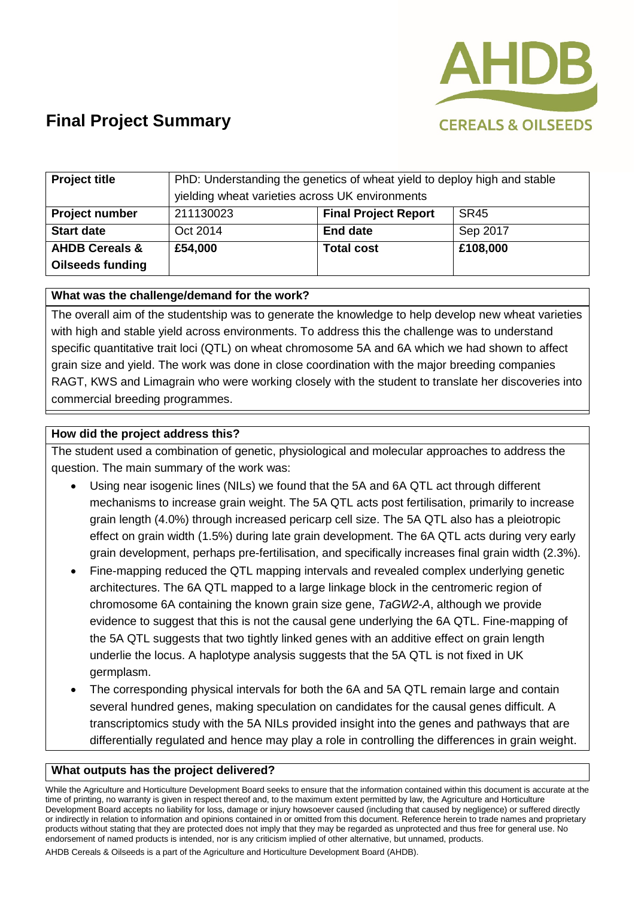# Final Project Summary

| Project title | PhD: Understanding the genetics of wheat yield to deploy high and stable yielding wheat varieties across UK environments | | |
|---|---|---|---|
| **Project number** | 211130023 | **Final Project Report** | SR45 |
| **Start date** | Oct 2014 | **End date** | Sep 2017 |
| **AHDB Cereals & Oilseeds funding** | **£54,000** | **Total cost** | **£108,000** |

**What was the challenge/demand for the work?**

The overall aim of the studentship was to generate the knowledge to help develop new wheat varieties with high and stable yield across environments. To address this the challenge was to understand specific quantitative trait loci (QTL) on wheat chromosome 5A and 6A which we had shown to affect grain size and yield. The work was done in close coordination with the major breeding companies RAGT, KWS and Limagrain who were working closely with the student to translate her discoveries into commercial breeding programmes.

**How did the project address this?**

The student used a combination of genetic, physiological and molecular approaches to address the question. The main summary of the work was:

- Using near isogenic lines (NILs) we found that the 5A and 6A QTL act through different mechanisms to increase grain weight. The 5A QTL acts post fertilisation, primarily to increase grain length (4.0%) through increased pericarp cell size. The 5A QTL also has a pleiotropic effect on grain width (1.5%) during late grain development. The 6A QTL acts during very early grain development, perhaps pre-fertilisation, and specifically increases final grain width (2.3%).
- Fine-mapping reduced the QTL mapping intervals and revealed complex underlying genetic architectures. The 6A QTL mapped to a large linkage block in the centromeric region of chromosome 6A containing the known grain size gene, *TaGW2-A*, although we provide evidence to suggest that this is not the causal gene underlying the 6A QTL. Fine-mapping of the 5A QTL suggests that two tightly linked genes with an additive effect on grain length underlie the locus. A haplotype analysis suggests that the 5A QTL is not fixed in UK germplasm.
- The corresponding physical intervals for both the 6A and 5A QTL remain large and contain several hundred genes, making speculation on candidates for the causal genes difficult. A transcriptomics study with the 5A NILs provided insight into the genes and pathways that are differentially regulated and hence may play a role in controlling the differences in grain weight.

**What outputs has the project delivered?**

While the Agriculture and Horticulture Development Board seeks to ensure that the information contained within this document is accurate at the time of printing, no warranty is given in respect thereof and, to the maximum extent permitted by law, the Agriculture and Horticulture Development Board accepts no liability for loss, damage or injury howsoever caused (including that caused by negligence) or suffered directly or indirectly in relation to information and opinions contained in or omitted from this document. Reference herein to trade names and proprietary products without stating that they are protected does not imply that they may be regarded as unprotected and thus free for general use. No endorsement of named products is intended, nor is any criticism implied of other alternative, but unnamed, products.

AHDB Cereals & Oilseeds is a part of the Agriculture and Horticulture Development Board (AHDB).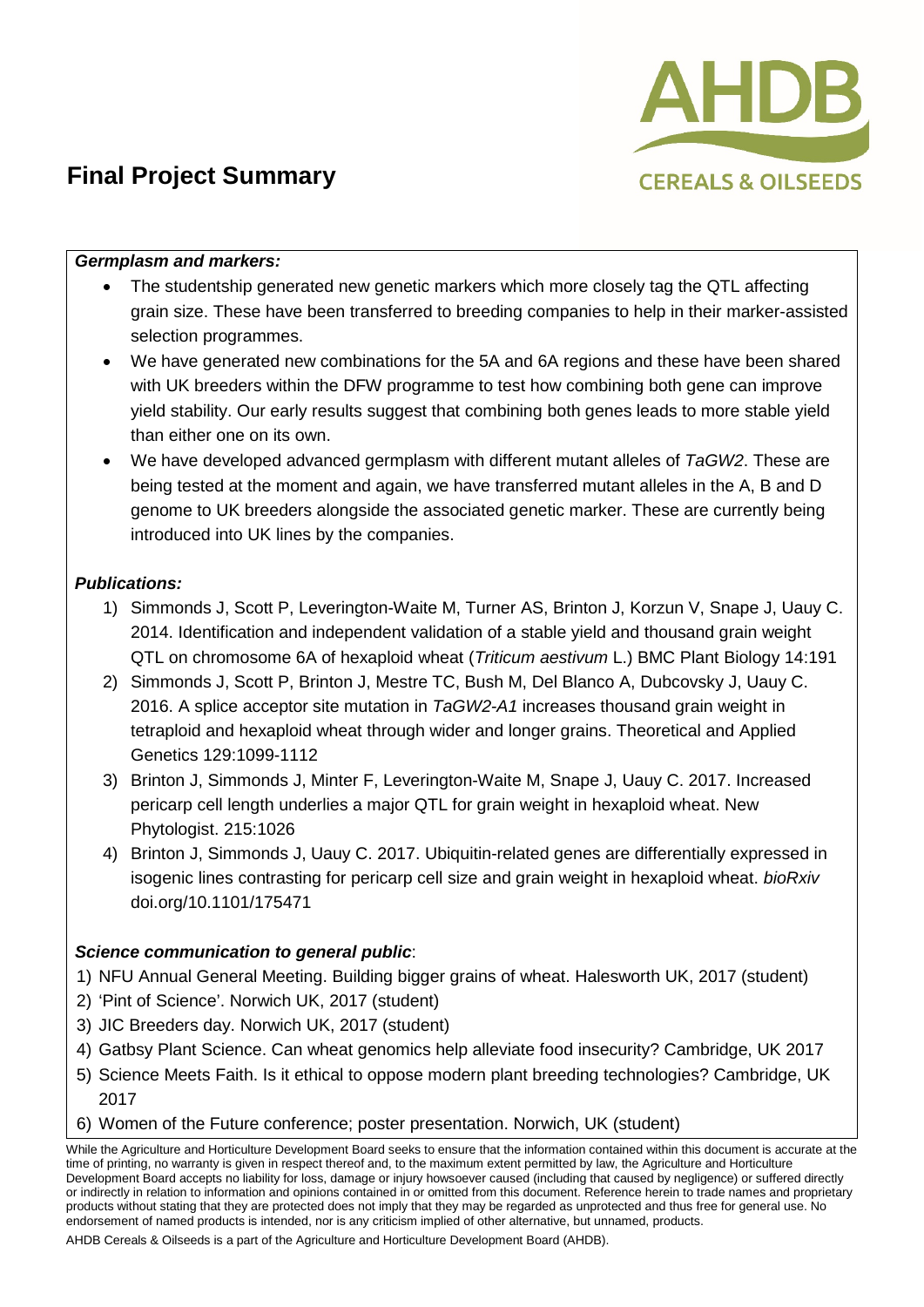# Final Project Summary

***Germplasm and markers:***

- The studentship generated new genetic markers which more closely tag the QTL affecting grain size. These have been transferred to breeding companies to help in their marker-assisted selection programmes.
- We have generated new combinations for the 5A and 6A regions and these have been shared with UK breeders within the DFW programme to test how combining both gene can improve yield stability. Our early results suggest that combining both genes leads to more stable yield than either one on its own.
- We have developed advanced germplasm with different mutant alleles of *TaGW2*. These are being tested at the moment and again, we have transferred mutant alleles in the A, B and D genome to UK breeders alongside the associated genetic marker. These are currently being introduced into UK lines by the companies.

***Publications:***

1) Simmonds J, Scott P, Leverington-Waite M, Turner AS, Brinton J, Korzun V, Snape J, Uauy C. 2014. Identification and independent validation of a stable yield and thousand grain weight QTL on chromosome 6A of hexaploid wheat (*Triticum aestivum* L.) BMC Plant Biology 14:191
2) Simmonds J, Scott P, Brinton J, Mestre TC, Bush M, Del Blanco A, Dubcovsky J, Uauy C. 2016. A splice acceptor site mutation in *TaGW2-A1* increases thousand grain weight in tetraploid and hexaploid wheat through wider and longer grains. Theoretical and Applied Genetics 129:1099-1112
3) Brinton J, Simmonds J, Minter F, Leverington-Waite M, Snape J, Uauy C. 2017. Increased pericarp cell length underlies a major QTL for grain weight in hexaploid wheat. New Phytologist. 215:1026
4) Brinton J, Simmonds J, Uauy C. 2017. Ubiquitin-related genes are differentially expressed in isogenic lines contrasting for pericarp cell size and grain weight in hexaploid wheat. *bioRxiv* doi.org/10.1101/175471

***Science communication to general public*:**

1) NFU Annual General Meeting. Building bigger grains of wheat. Halesworth UK, 2017 (student)
2) 'Pint of Science'. Norwich UK, 2017 (student)
3) JIC Breeders day. Norwich UK, 2017 (student)
4) Gatbsy Plant Science. Can wheat genomics help alleviate food insecurity? Cambridge, UK 2017
5) Science Meets Faith. Is it ethical to oppose modern plant breeding technologies? Cambridge, UK 2017
6) Women of the Future conference; poster presentation. Norwich, UK (student)

While the Agriculture and Horticulture Development Board seeks to ensure that the information contained within this document is accurate at the time of printing, no warranty is given in respect thereof and, to the maximum extent permitted by law, the Agriculture and Horticulture Development Board accepts no liability for loss, damage or injury howsoever caused (including that caused by negligence) or suffered directly or indirectly in relation to information and opinions contained in or omitted from this document. Reference herein to trade names and proprietary products without stating that they are protected does not imply that they may be regarded as unprotected and thus free for general use. No endorsement of named products is intended, nor is any criticism implied of other alternative, but unnamed, products.

AHDB Cereals & Oilseeds is a part of the Agriculture and Horticulture Development Board (AHDB).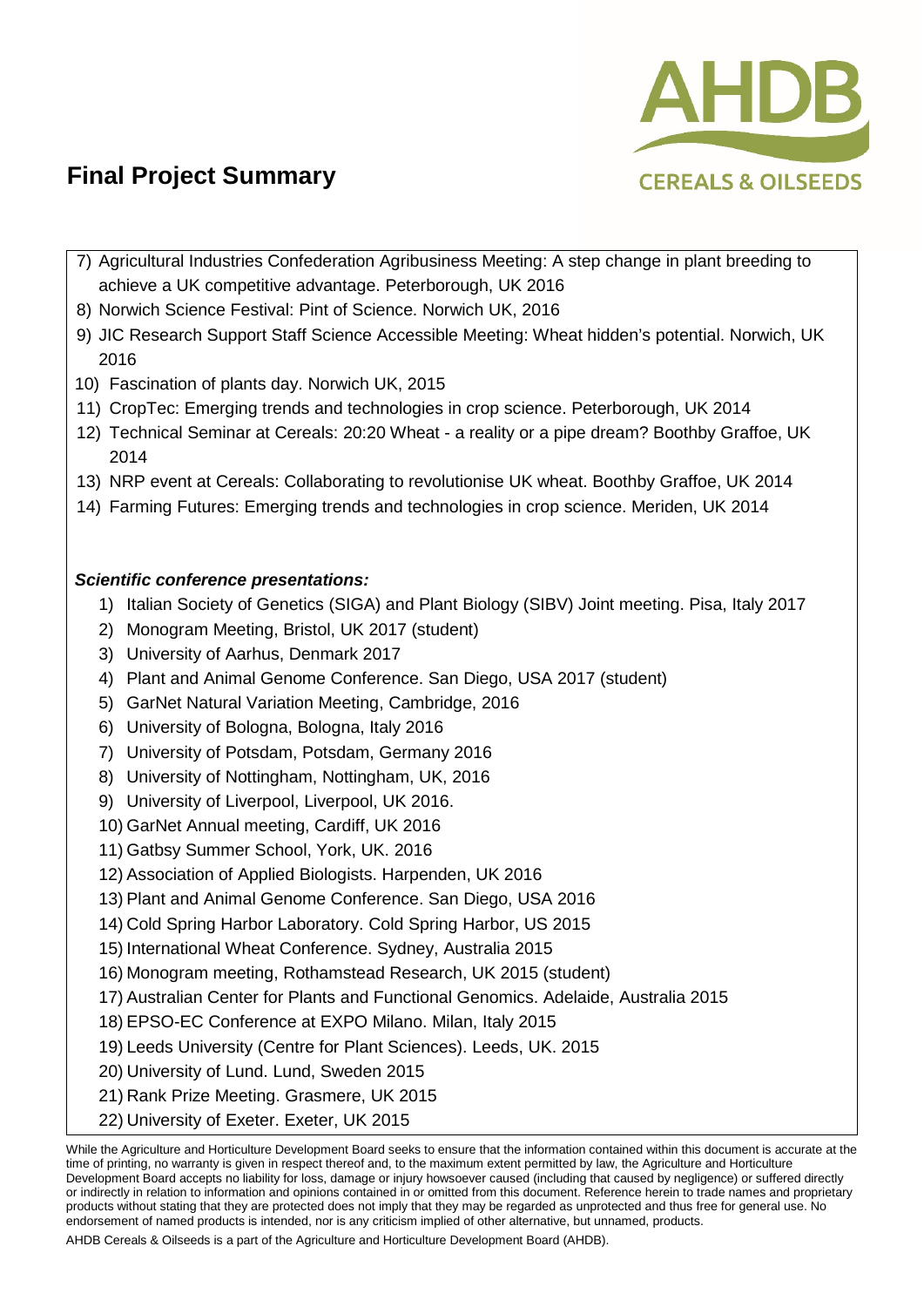7) Agricultural Industries Confederation Agribusiness Meeting: A step change in plant breeding to achieve a UK competitive advantage. Peterborough, UK 2016
8) Norwich Science Festival: Pint of Science. Norwich UK, 2016
9) JIC Research Support Staff Science Accessible Meeting: Wheat hidden's potential. Norwich, UK 2016
10) Fascination of plants day. Norwich UK, 2015
11) CropTec: Emerging trends and technologies in crop science. Peterborough, UK 2014
12) Technical Seminar at Cereals: 20:20 Wheat - a reality or a pipe dream? Boothby Graffoe, UK 2014
13) NRP event at Cereals: Collaborating to revolutionise UK wheat. Boothby Graffoe, UK 2014
14) Farming Futures: Emerging trends and technologies in crop science. Meriden, UK 2014

***Scientific conference presentations:***

1) Italian Society of Genetics (SIGA) and Plant Biology (SIBV) Joint meeting. Pisa, Italy 2017
2) Monogram Meeting, Bristol, UK 2017 (student)
3) University of Aarhus, Denmark 2017
4) Plant and Animal Genome Conference. San Diego, USA 2017 (student)
5) GarNet Natural Variation Meeting, Cambridge, 2016
6) University of Bologna, Bologna, Italy 2016
7) University of Potsdam, Potsdam, Germany 2016
8) University of Nottingham, Nottingham, UK, 2016
9) University of Liverpool, Liverpool, UK 2016.
10) GarNet Annual meeting, Cardiff, UK 2016
11) Gatbsy Summer School, York, UK. 2016
12) Association of Applied Biologists. Harpenden, UK 2016
13) Plant and Animal Genome Conference. San Diego, USA 2016
14) Cold Spring Harbor Laboratory. Cold Spring Harbor, US 2015
15) International Wheat Conference. Sydney, Australia 2015
16) Monogram meeting, Rothamstead Research, UK 2015 (student)
17) Australian Center for Plants and Functional Genomics. Adelaide, Australia 2015
18) EPSO-EC Conference at EXPO Milano. Milan, Italy 2015
19) Leeds University (Centre for Plant Sciences). Leeds, UK. 2015
20) University of Lund. Lund, Sweden 2015
21) Rank Prize Meeting. Grasmere, UK 2015
22) University of Exeter. Exeter, UK 2015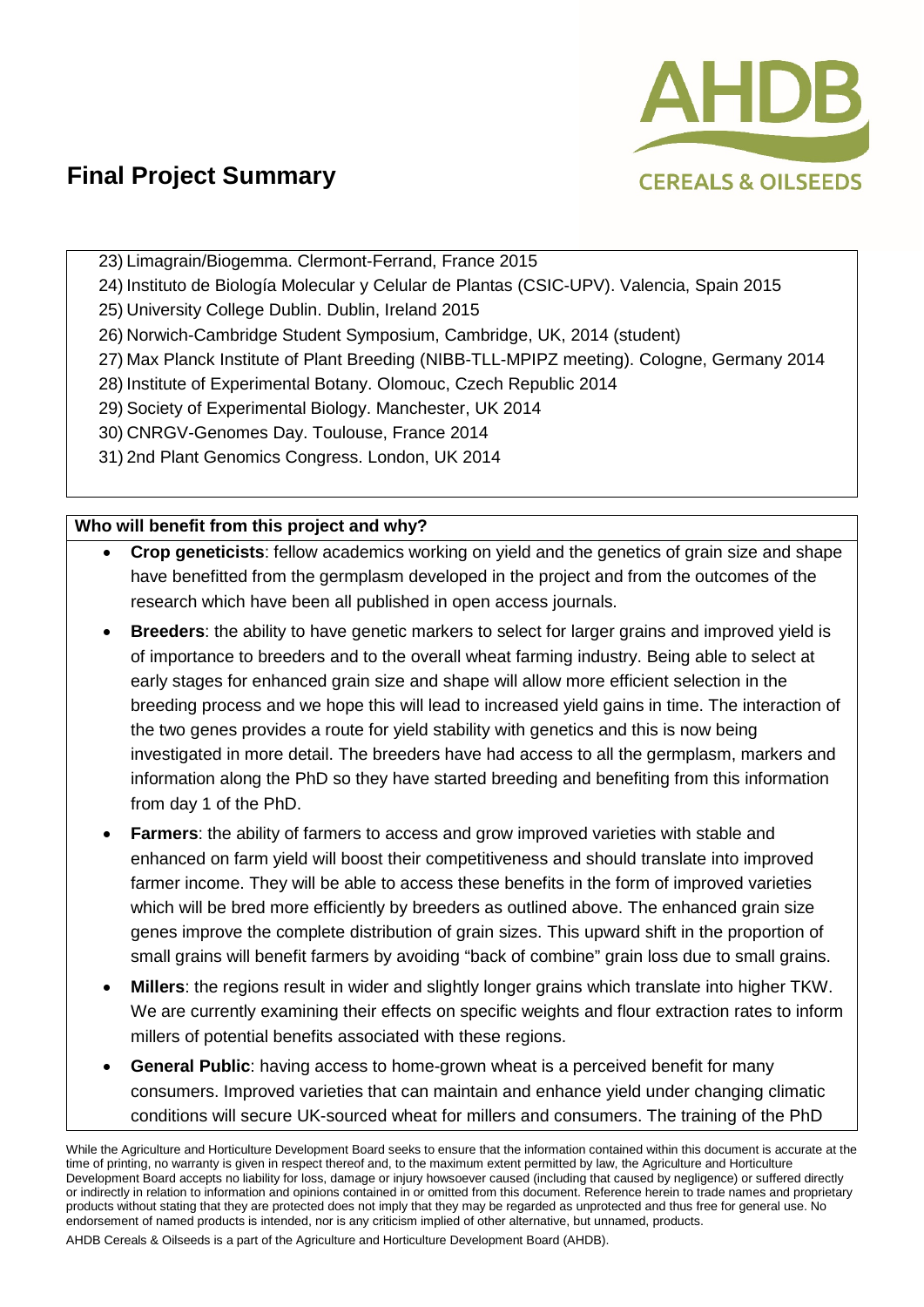23) Limagrain/Biogemma. Clermont-Ferrand, France 2015
24) Instituto de Biología Molecular y Celular de Plantas (CSIC-UPV). Valencia, Spain 2015
25) University College Dublin. Dublin, Ireland 2015
26) Norwich-Cambridge Student Symposium, Cambridge, UK, 2014 (student)
27) Max Planck Institute of Plant Breeding (NIBB-TLL-MPIPZ meeting). Cologne, Germany 2014
28) Institute of Experimental Botany. Olomouc, Czech Republic 2014
29) Society of Experimental Biology. Manchester, UK 2014
30) CNRGV-Genomes Day. Toulouse, France 2014
31) 2nd Plant Genomics Congress. London, UK 2014

**Who will benefit from this project and why?**

- **Crop geneticists**: fellow academics working on yield and the genetics of grain size and shape have benefitted from the germplasm developed in the project and from the outcomes of the research which have been all published in open access journals.
- **Breeders**: the ability to have genetic markers to select for larger grains and improved yield is of importance to breeders and to the overall wheat farming industry. Being able to select at early stages for enhanced grain size and shape will allow more efficient selection in the breeding process and we hope this will lead to increased yield gains in time. The interaction of the two genes provides a route for yield stability with genetics and this is now being investigated in more detail. The breeders have had access to all the germplasm, markers and information along the PhD so they have started breeding and benefiting from this information from day 1 of the PhD.
- **Farmers**: the ability of farmers to access and grow improved varieties with stable and enhanced on farm yield will boost their competitiveness and should translate into improved farmer income. They will be able to access these benefits in the form of improved varieties which will be bred more efficiently by breeders as outlined above. The enhanced grain size genes improve the complete distribution of grain sizes. This upward shift in the proportion of small grains will benefit farmers by avoiding "back of combine" grain loss due to small grains.
- **Millers**: the regions result in wider and slightly longer grains which translate into higher TKW. We are currently examining their effects on specific weights and flour extraction rates to inform millers of potential benefits associated with these regions.
- **General Public**: having access to home-grown wheat is a perceived benefit for many consumers. Improved varieties that can maintain and enhance yield under changing climatic conditions will secure UK-sourced wheat for millers and consumers. The training of the PhD

While the Agriculture and Horticulture Development Board seeks to ensure that the information contained within this document is accurate at the time of printing, no warranty is given in respect thereof and, to the maximum extent permitted by law, the Agriculture and Horticulture Development Board accepts no liability for loss, damage or injury howsoever caused (including that caused by negligence) or suffered directly or indirectly in relation to information and opinions contained in or omitted from this document. Reference herein to trade names and proprietary products without stating that they are protected does not imply that they may be regarded as unprotected and thus free for general use. No endorsement of named products is intended, nor is any criticism implied of other alternative, but unnamed, products.

AHDB Cereals & Oilseeds is a part of the Agriculture and Horticulture Development Board (AHDB).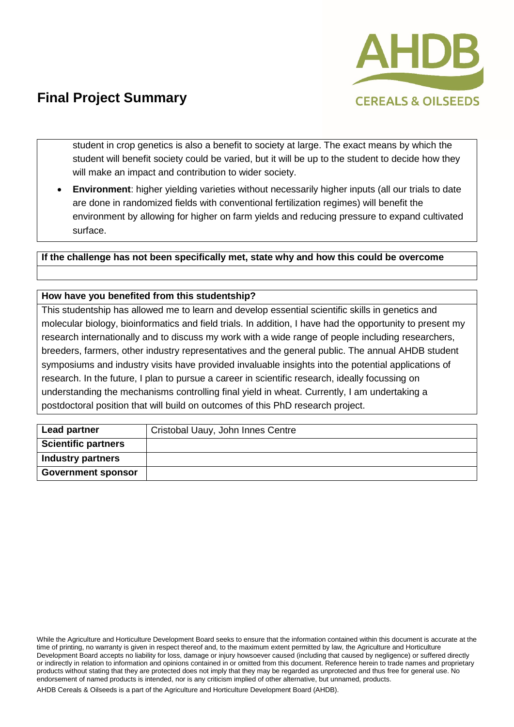student in crop genetics is also a benefit to society at large. The exact means by which the student will benefit society could be varied, but it will be up to the student to decide how they will make an impact and contribution to wider society.

- **Environment**: higher yielding varieties without necessarily higher inputs (all our trials to date are done in randomized fields with conventional fertilization regimes) will benefit the environment by allowing for higher on farm yields and reducing pressure to expand cultivated surface.

**If the challenge has not been specifically met, state why and how this could be overcome**

**How have you benefited from this studentship?**

This studentship has allowed me to learn and develop essential scientific skills in genetics and molecular biology, bioinformatics and field trials. In addition, I have had the opportunity to present my research internationally and to discuss my work with a wide range of people including researchers, breeders, farmers, other industry representatives and the general public. The annual AHDB student symposiums and industry visits have provided invaluable insights into the potential applications of research. In the future, I plan to pursue a career in scientific research, ideally focussing on understanding the mechanisms controlling final yield in wheat. Currently, I am undertaking a postdoctoral position that will build on outcomes of this PhD research project.

| | |
|---|---|
| **Lead partner** | Cristobal Uauy, John Innes Centre |
| **Scientific partners** | |
| **Industry partners** | |
| **Government sponsor** | |

While the Agriculture and Horticulture Development Board seeks to ensure that the information contained within this document is accurate at the time of printing, no warranty is given in respect thereof and, to the maximum extent permitted by law, the Agriculture and Horticulture Development Board accepts no liability for loss, damage or injury howsoever caused (including that caused by negligence) or suffered directly or indirectly in relation to information and opinions contained in or omitted from this document. Reference herein to trade names and proprietary products without stating that they are protected does not imply that they may be regarded as unprotected and thus free for general use. No endorsement of named products is intended, nor is any criticism implied of other alternative, but unnamed, products.

AHDB Cereals & Oilseeds is a part of the Agriculture and Horticulture Development Board (AHDB).